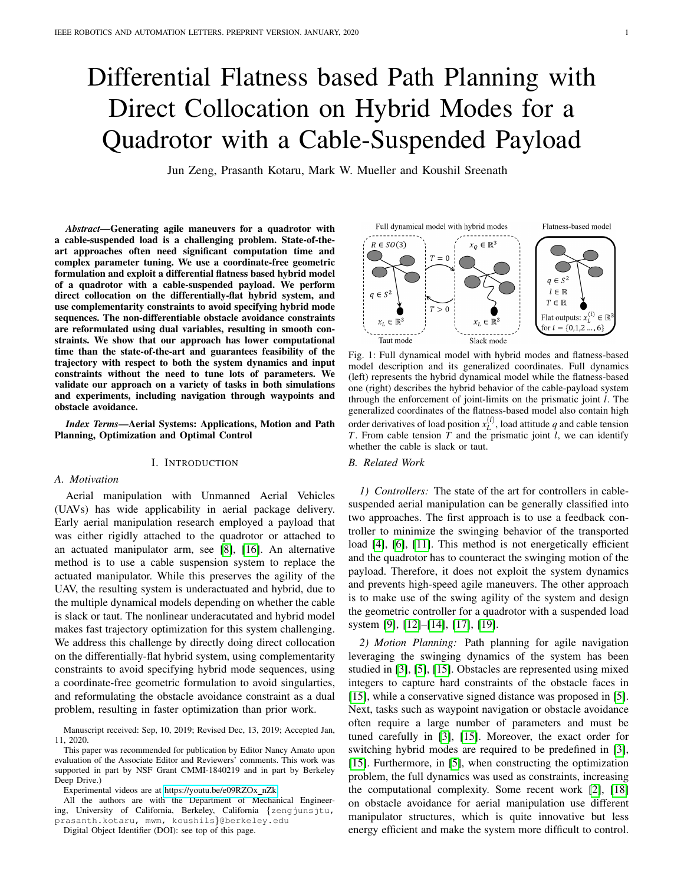# Differential Flatness based Path Planning with Direct Collocation on Hybrid Modes for a Quadrotor with a Cable-Suspended Payload

Jun Zeng, Prasanth Kotaru, Mark W. Mueller and Koushil Sreenath

***Abstract*—Generating agile maneuvers for a quadrotor with a cable-suspended load is a challenging problem. State-of-the-art approaches often need significant computation time and complex parameter tuning. We use a coordinate-free geometric formulation and exploit a differential flatness based hybrid model of a quadrotor with a cable-suspended payload. We perform direct collocation on the differentially-flat hybrid system, and use complementarity constraints to avoid specifying hybrid mode sequences. The non-differentiable obstacle avoidance constraints are reformulated using dual variables, resulting in smooth constraints. We show that our approach has lower computational time than the state-of-the-art and guarantees feasibility of the trajectory with respect to both the system dynamics and input constraints without the need to tune lots of parameters. We validate our approach on a variety of tasks in both simulations and experiments, including navigation through waypoints and obstacle avoidance.**

***Index Terms*—Aerial Systems: Applications, Motion and Path Planning, Optimization and Optimal Control**

## I. INTRODUCTION

### A. Motivation

Aerial manipulation with Unmanned Aerial Vehicles (UAVs) has wide applicability in aerial package delivery. Early aerial manipulation research employed a payload that was either rigidly attached to the quadrotor or attached to an actuated manipulator arm, see [8], [16]. An alternative method is to use a cable suspension system to replace the actuated manipulator. While this preserves the agility of the UAV, the resulting system is underactuated and hybrid, due to the multiple dynamical models depending on whether the cable is slack or taut. The nonlinear underactuated and hybrid model makes fast trajectory optimization for this system challenging. We address this challenge by directly doing direct collocation on the differentially-flat hybrid system, using complementarity constraints to avoid specifying hybrid mode sequences, using a coordinate-free geometric formulation to avoid singularities, and reformulating the obstacle avoidance constraint as a dual problem, resulting in faster optimization than prior work.

Manuscript received: Sep, 10, 2019; Revised Dec, 13, 2019; Accepted Jan, 11, 2020.

This paper was recommended for publication by Editor Nancy Amato upon evaluation of the Associate Editor and Reviewers' comments. This work was supported in part by NSF Grant CMMI-1840219 and in part by Berkeley Deep Drive.)

Experimental videos are at https://youtu.be/e09RZOx_nZk

All the authors are with the Department of Mechanical Engineering, University of California, Berkeley, California {zengjunsjtu, prasanth.kotaru, mwm, koushils}@berkeley.edu

Digital Object Identifier (DOI): see top of this page.

Full dynamical model with hybrid modes — Flatness-based model

Fig. 1: Full dynamical model with hybrid modes and flatness-based model description and its generalized coordinates. Full dynamics (left) represents the hybrid dynamical model while the flatness-based one (right) describes the hybrid behavior of the cable-payload system through the enforcement of joint-limits on the prismatic joint $l$. The generalized coordinates of the flatness-based model also contain high order derivatives of load position $x_L^{(i)}$, load attitude $q$ and cable tension $T$. From cable tension $T$ and the prismatic joint $l$, we can identify whether the cable is slack or taut.

### B. Related Work

*1) Controllers:* The state of the art for controllers in cable-suspended aerial manipulation can be generally classified into two approaches. The first approach is to use a feedback controller to minimize the swinging behavior of the transported load [4], [6], [11]. This method is not energetically efficient and the quadrotor has to counteract the swinging motion of the payload. Therefore, it does not exploit the system dynamics and prevents high-speed agile maneuvers. The other approach is to make use of the swing agility of the system and design the geometric controller for a quadrotor with a suspended load system [9], [12]–[14], [17], [19].

*2) Motion Planning:* Path planning for agile navigation leveraging the swinging dynamics of the system has been studied in [3], [5], [15]. Obstacles are represented using mixed integers to capture hard constraints of the obstacle faces in [15], while a conservative signed distance was proposed in [5]. Next, tasks such as waypoint navigation or obstacle avoidance often require a large number of parameters and must be tuned carefully in [3], [15]. Moreover, the exact order for switching hybrid modes are required to be predefined in [3], [15]. Furthermore, in [5], when constructing the optimization problem, the full dynamics was used as constraints, increasing the computational complexity. Some recent work [2], [18] on obstacle avoidance for aerial manipulation use different manipulator structures, which is quite innovative but less energy efficient and make the system more difficult to control.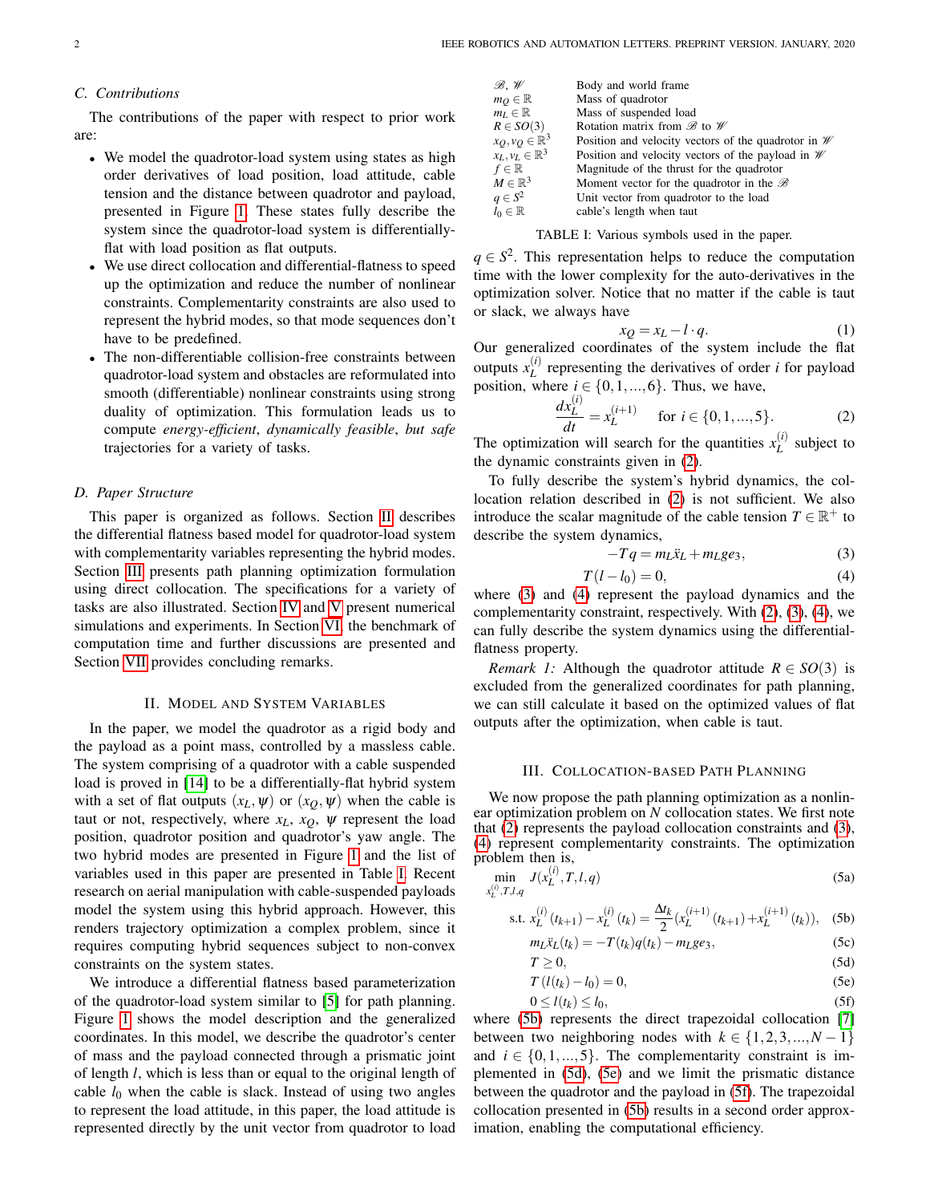### C. Contributions

The contributions of the paper with respect to prior work are:

- We model the quadrotor-load system using states as high order derivatives of load position, load attitude, cable tension and the distance between quadrotor and payload, presented in Figure 1. These states fully describe the system since the quadrotor-load system is differentially-flat with load position as flat outputs.
- We use direct collocation and differential-flatness to speed up the optimization and reduce the number of nonlinear constraints. Complementarity constraints are also used to represent the hybrid modes, so that mode sequences don't have to be predefined.
- The non-differentiable collision-free constraints between quadrotor-load system and obstacles are reformulated into smooth (differentiable) nonlinear constraints using strong duality of optimization. This formulation leads us to compute *energy-efficient*, *dynamically feasible*, *but safe* trajectories for a variety of tasks.

### D. Paper Structure

This paper is organized as follows. Section II describes the differential flatness based model for quadrotor-load system with complementarity variables representing the hybrid modes. Section III presents path planning optimization formulation using direct collocation. The specifications for a variety of tasks are also illustrated. Section IV and V present numerical simulations and experiments. In Section VI, the benchmark of computation time and further discussions are presented and Section VII provides concluding remarks.

## II. Model and System Variables

In the paper, we model the quadrotor as a rigid body and the payload as a point mass, controlled by a massless cable. The system comprising of a quadrotor with a cable suspended load is proved in [14] to be a differentially-flat hybrid system with a set of flat outputs $(x_L, \psi)$ or $(x_Q, \psi)$ when the cable is taut or not, respectively, where $x_L$, $x_Q$, $\psi$ represent the load position, quadrotor position and quadrotor's yaw angle. The two hybrid modes are presented in Figure 1 and the list of variables used in this paper are presented in Table I. Recent research on aerial manipulation with cable-suspended payloads model the system using this hybrid approach. However, this renders trajectory optimization a complex problem, since it requires computing hybrid sequences subject to non-convex constraints on the system states.

We introduce a differential flatness based parameterization of the quadrotor-load system similar to [5] for path planning. Figure 1 shows the model description and the generalized coordinates. In this model, we describe the quadrotor's center of mass and the payload connected through a prismatic joint of length $l$, which is less than or equal to the original length of cable $l_0$ when the cable is slack. Instead of using two angles to represent the load attitude, in this paper, the load attitude is represented directly by the unit vector from quadrotor to load $q \in S^2$. This representation helps to reduce the computation time with the lower complexity for the auto-derivatives in the optimization solver. Notice that no matter if the cable is taut or slack, we always have

| Symbol | Description |
|---|---|
| $\mathscr{B}, \mathscr{W}$ | Body and world frame |
| $m_Q \in \mathbb{R}$ | Mass of quadrotor |
| $m_L \in \mathbb{R}$ | Mass of suspended load |
| $R \in SO(3)$ | Rotation matrix from $\mathscr{B}$ to $\mathscr{W}$ |
| $x_Q, v_Q \in \mathbb{R}^3$ | Position and velocity vectors of the quadrotor in $\mathscr{W}$ |
| $x_L, v_L \in \mathbb{R}^3$ | Position and velocity vectors of the payload in $\mathscr{W}$ |
| $f \in \mathbb{R}$ | Magnitude of the thrust for the quadrotor |
| $M \in \mathbb{R}^3$ | Moment vector for the quadrotor in the $\mathscr{B}$ |
| $q \in S^2$ | Unit vector from quadrotor to the load |
| $l_0 \in \mathbb{R}$ | cable's length when taut |

TABLE I: Various symbols used in the paper.

$$x_Q = x_L - l \cdot q. \tag{1}$$

Our generalized coordinates of the system include the flat outputs $x_L^{(i)}$ representing the derivatives of order $i$ for payload position, where $i \in \{0, 1, ..., 6\}$. Thus, we have,

$$\frac{dx_L^{(i)}}{dt} = x_L^{(i+1)} \quad \text{for } i \in \{0, 1, ..., 5\}. \tag{2}$$

The optimization will search for the quantities $x_L^{(i)}$ subject to the dynamic constraints given in (2).

To fully describe the system's hybrid dynamics, the collocation relation described in (2) is not sufficient. We also introduce the scalar magnitude of the cable tension $T \in \mathbb{R}^+$ to describe the system dynamics,

$$-T q = m_L \ddot{x}_L + m_L g e_3, \tag{3}$$

$$T(l - l_0) = 0, \tag{4}$$

where (3) and (4) represent the payload dynamics and the complementarity constraint, respectively. With (2), (3), (4), we can fully describe the system dynamics using the differential-flatness property.

*Remark 1:* Although the quadrotor attitude $R \in SO(3)$ is excluded from the generalized coordinates for path planning, we can still calculate it based on the optimized values of flat outputs after the optimization, when cable is taut.

## III. Collocation-based Path Planning

We now propose the path planning optimization as a nonlinear optimization problem on $N$ collocation states. We first note that (2) represents the payload collocation constraints and (3), (4) represent complementarity constraints. The optimization problem then is,

$$\min_{x_L^{(i)}, T, l, q} \quad J(x_L^{(i)}, T, l, q) \tag{5a}$$

$$\text{s.t. } x_L^{(i)}(t_{k+1}) - x_L^{(i)}(t_k) = \frac{\Delta t_k}{2}(x_L^{(i+1)}(t_{k+1}) + x_L^{(i+1)}(t_k)), \tag{5b}$$

$$m_L \ddot{x}_L(t_k) = -T(t_k) q(t_k) - m_L g e_3, \tag{5c}$$

$$T \geq 0, \tag{5d}$$

$$T(l(t_k) - l_0) = 0, \tag{5e}$$

$$0 \leq l(t_k) \leq l_0, \tag{5f}$$

where (5b) represents the direct trapezoidal collocation [7] between two neighboring nodes with $k \in \{1, 2, 3, ..., N-1\}$ and $i \in \{0, 1, ..., 5\}$. The complementarity constraint is implemented in (5d), (5e) and we limit the prismatic distance between the quadrotor and the payload in (5f). The trapezoidal collocation presented in (5b) results in a second order approximation, enabling the computational efficiency.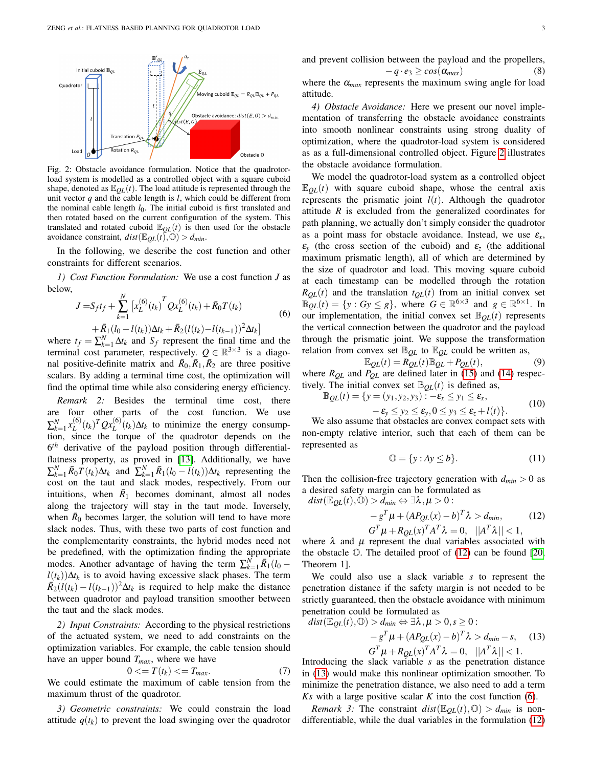Fig. 2: Obstacle avoidance formulation. Notice that the quadrotor-load system is modelled as a controlled object with a square cuboid shape, denoted as $\mathbb{E}_{QL}(t)$. The load attitude is represented through the unit vector $q$ and the cable length is $l$, which could be different from the nominal cable length $l_0$. The initial cuboid is first translated and then rotated based on the current configuration of the system. This translated and rotated cuboid $\mathbb{E}_{QL}(t)$ is then used for the obstacle avoidance constraint, $dist(\mathbb{E}_{QL}(t), \mathbb{O}) > d_{min}$.

In the following, we describe the cost function and other constraints for different scenarios.

*1) Cost Function Formulation:* We use a cost function $J$ as below,

$$J = S_f t_f + \sum_{k=1}^{N} \left[ x_L^{(6)}(t_k)^T Q x_L^{(6)}(t_k) + \bar{R}_0 T(t_k) + \bar{R}_1 (l_0 - l(t_k)) \Delta t_k + \bar{R}_2 (l(t_k) - l(t_{k-1}))^2 \Delta t_k \right] \tag{6}$$

where $t_f = \sum_{k=1}^{N} \Delta t_k$ and $S_f$ represent the final time and the terminal cost parameter, respectively. $Q \in \mathbb{R}^{3\times3}$ is a diagonal positive-definite matrix and $\bar{R}_0, \bar{R}_1, \bar{R}_2$ are three positive scalars. By adding a terminal time cost, the optimization will find the optimal time while also considering energy efficiency.

*Remark 2:* Besides the terminal time cost, there are four other parts of the cost function. We use $\sum_{k=1}^{N} x_L^{(6)}(t_k)^T Q x_L^{(6)}(t_k) \Delta t_k$ to minimize the energy consumption, since the torque of the quadrotor depends on the $6^{th}$ derivative of the payload position through differential-flatness property, as proved in [13]. Additionally, we have $\sum_{k=1}^{N} \bar{R}_0 T(t_k) \Delta t_k$ and $\sum_{k=1}^{N} \bar{R}_1 (l_0 - l(t_k)) \Delta t_k$ representing the cost on the taut and slack modes, respectively. From our intuitions, when $\bar{R}_1$ becomes dominant, almost all nodes along the trajectory will stay in the taut mode. Inversely, when $\bar{R}_0$ becomes larger, the solution will tend to have more slack nodes. Thus, with these two parts of cost function and the complementarity constraints, the hybrid modes need not be predefined, with the optimization finding the appropriate modes. Another advantage of having the term $\sum_{k=1}^{N} \bar{R}_1 (l_0 - l(t_k)) \Delta t_k$ is to avoid having excessive slack phases. The term $\bar{R}_2 (l(t_k) - l(t_{k-1}))^2 \Delta t_k$ is required to help make the distance between quadrotor and payload transition smoother between the taut and the slack modes.

*2) Input Constraints:* According to the physical restrictions of the actuated system, we need to add constraints on the optimization variables. For example, the cable tension should have an upper bound $T_{max}$, where we have

$$0 <= T(t_k) <= T_{max}. \tag{7}$$

We could estimate the maximum of cable tension from the maximum thrust of the quadrotor.

*3) Geometric constraints:* We could constrain the load attitude $q(t_k)$ to prevent the load swinging over the quadrotor and prevent collision between the payload and the propellers,

$$-q \cdot e_3 \geq cos(\alpha_{max}) \tag{8}$$

where the $\alpha_{max}$ represents the maximum swing angle for load attitude.

*4) Obstacle Avoidance:* Here we present our novel implementation of transferring the obstacle avoidance constraints into smooth nonlinear constraints using strong duality of optimization, where the quadrotor-load system is considered as as a full-dimensional controlled object. Figure 2 illustrates the obstacle avoidance formulation.

We model the quadrotor-load system as a controlled object $\mathbb{E}_{QL}(t)$ with square cuboid shape, whose the central axis represents the prismatic joint $l(t)$. Although the quadrotor attitude $R$ is excluded from the generalized coordinates for path planning, we actually don't simply consider the quadrotor as a point mass for obstacle avoidance. Instead, we use $\varepsilon_x$, $\varepsilon_y$ (the cross section of the cuboid) and $\varepsilon_z$ (the additional maximum prismatic length), all of which are determined by the size of quadrotor and load. This moving square cuboid at each timestamp can be modelled through the rotation $R_{QL}(t)$ and the translation $t_{QL}(t)$ from an initial convex set $\mathbb{B}_{QL}(t) = \{y : Gy \leq g\}$, where $G \in \mathbb{R}^{6\times3}$ and $g \in \mathbb{R}^{6\times1}$. In our implementation, the initial convex set $\mathbb{B}_{QL}(t)$ represents the vertical connection between the quadrotor and the payload through the prismatic joint. We suppose the transformation relation from convex set $\mathbb{B}_{QL}$ to $\mathbb{E}_{QL}$ could be written as,

$$\mathbb{E}_{QL}(t) = R_{QL}(t)\mathbb{B}_{QL} + P_{QL}(t), \tag{9}$$

where $R_{QL}$ and $P_{QL}$ are defined later in (15) and (14) respectively. The initial convex set $\mathbb{B}_{QL}(t)$ is defined as,

$$\mathbb{B}_{QL}(t) = \{y = (y_1, y_2, y_3) : -\varepsilon_x \leq y_1 \leq \varepsilon_x, -\varepsilon_y \leq y_2 \leq \varepsilon_y, 0 \leq y_3 \leq \varepsilon_z + l(t)\}. \tag{10}$$

We also assume that obstacles are convex compact sets with non-empty relative interior, such that each of them can be represented as

$$\mathbb{O} = \{y : Ay \leq b\}. \tag{11}$$

Then the collision-free trajectory generation with $d_{min} > 0$ as a safety margin can be formulated as

$$\begin{aligned} dist(\mathbb{E}_{QL}(t), \mathbb{O}) > d_{min} \Leftrightarrow \exists \lambda, \mu > 0 : \\ -g^T\mu + (AP_{QL}(x) - b)^T\lambda > d_{min}, \\ G^T\mu + R_{QL}(x)^T A^T \lambda = 0, \quad ||A^T\lambda|| < 1, \end{aligned} \tag{12}$$

where $\lambda$ and $\mu$ represent the dual variables associated with the obstacle $\mathbb{O}$. The detailed proof of (12) can be found [20, Theorem 1].

We could also use a slack variable $s$ to represent the penetration distance if the safety margin is not needed to be strictly guaranteed, then the obstacle avoidance with minimum penetration could be formulated as

$$\begin{aligned} dist(\mathbb{E}_{QL}(t), \mathbb{O}) > d_{min} \Leftrightarrow \exists \lambda, \mu > 0, s \geq 0 : \\ -g^T\mu + (AP_{QL}(x) - b)^T\lambda > d_{min} - s, \\ G^T\mu + R_{QL}(x)^T A^T \lambda = 0, \quad ||A^T\lambda|| < 1. \end{aligned} \tag{13}$$

Introducing the slack variable $s$ as the penetration distance in (13) would make this nonlinear optimization smoother. To minimize the penetration distance, we also need to add a term $Ks$ with a large positive scalar $K$ into the cost function (6).

*Remark 3:* The constraint $dist(\mathbb{E}_{QL}(t), \mathbb{O}) > d_{min}$ is non-differentiable, while the dual variables in the formulation (12)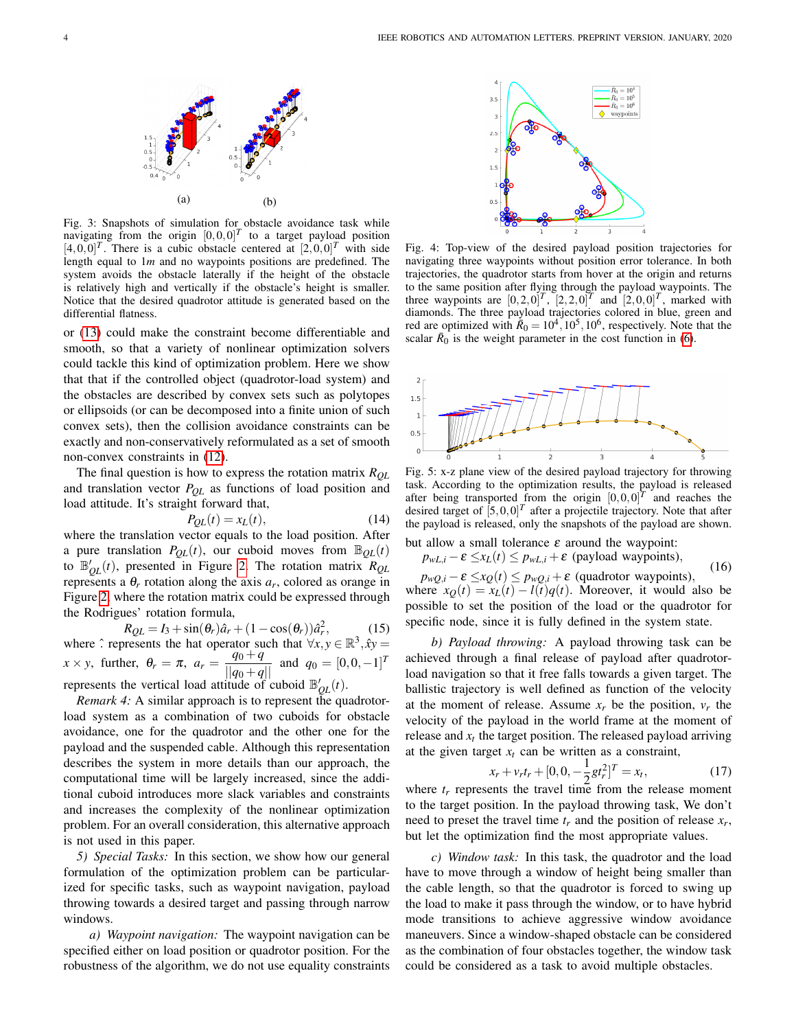Fig. 3: Snapshots of simulation for obstacle avoidance task while navigating from the origin $[0,0,0]^T$ to a target payload position $[4,0,0]^T$. There is a cubic obstacle centered at $[2,0,0]^T$ with side length equal to $1m$ and no waypoints positions are predefined. The system avoids the obstacle laterally if the height of the obstacle is relatively high and vertically if the obstacle's height is smaller. Notice that the desired quadrotor attitude is generated based on the differential flatness.

or (13) could make the constraint become differentiable and smooth, so that a variety of nonlinear optimization solvers could tackle this kind of optimization problem. Here we show that that if the controlled object (quadrotor-load system) and the obstacles are described by convex sets such as polytopes or ellipsoids (or can be decomposed into a finite union of such convex sets), then the collision avoidance constraints can be exactly and non-conservatively reformulated as a set of smooth non-convex constraints in (12).

The final question is how to express the rotation matrix $R_{QL}$ and translation vector $P_{QL}$ as functions of load position and load attitude. It's straight forward that,

$$P_{QL}(t) = x_L(t), \tag{14}$$

where the translation vector equals to the load position. After a pure translation $P_{QL}(t)$, our cuboid moves from $\mathbb{B}_{QL}(t)$ to $\mathbb{B}'_{QL}(t)$, presented in Figure 2. The rotation matrix $R_{QL}$ represents a $\theta_r$ rotation along the axis $a_r$, colored as orange in Figure 2, where the rotation matrix could be expressed through the Rodrigues' rotation formula,

$$R_{QL} = I_3 + \sin(\theta_r)\hat{a}_r + (1-\cos(\theta_r))\hat{a}_r^2, \tag{15}$$

where $\hat{\cdot}$ represents the hat operator such that $\forall x, y \in \mathbb{R}^3, \hat{x}y = x \times y$, further, $\theta_r = \pi$, $a_r = \dfrac{q_0 + q}{||q_0 + q||}$ and $q_0 = [0,0,-1]^T$ represents the vertical load attitude of cuboid $\mathbb{B}'_{QL}(t)$.

*Remark 4:* A similar approach is to represent the quadrotor-load system as a combination of two cuboids for obstacle avoidance, one for the quadrotor and the other one for the payload and the suspended cable. Although this representation describes the system in more details than our approach, the computational time will be largely increased, since the additional cuboid introduces more slack variables and constraints and increases the complexity of the nonlinear optimization problem. For an overall consideration, this alternative approach is not used in this paper.

*5) Special Tasks:* In this section, we show how our general formulation of the optimization problem can be particularized for specific tasks, such as waypoint navigation, payload throwing towards a desired target and passing through narrow windows.

*a) Waypoint navigation:* The waypoint navigation can be specified either on load position or quadrotor position. For the robustness of the algorithm, we do not use equality constraints but allow a small tolerance $\varepsilon$ around the waypoint:

$$\begin{aligned} p_{wL,i} - \varepsilon \le\; & x_L(t) \le p_{wL,i} + \varepsilon \text{ (payload waypoints)}, \\ p_{wQ,i} - \varepsilon \le\; & x_Q(t) \le p_{wQ,i} + \varepsilon \text{ (quadrotor waypoints)}, \end{aligned} \tag{16}$$

where $x_Q(t) = x_L(t) - l(t)q(t)$. Moreover, it would also be possible to set the position of the load or the quadrotor for specific node, since it is fully defined in the system state.

Fig. 4: Top-view of the desired payload position trajectories for navigating three waypoints without position error tolerance. In both trajectories, the quadrotor starts from hover at the origin and returns to the same position after flying through the payload waypoints. The three waypoints are $[0,2,0]^T$, $[2,2,0]^T$ and $[2,0,0]^T$, marked with diamonds. The three payload trajectories colored in blue, green and red are optimized with $\bar{R}_0 = 10^4, 10^5, 10^6$, respectively. Note that the scalar $\bar{R}_0$ is the weight parameter in the cost function in (6).

Fig. 5: x-z plane view of the desired payload trajectory for throwing task. According to the optimization results, the payload is released after being transported from the origin $[0,0,0]^T$ and reaches the desired target of $[5,0,0]^T$ after a projectile trajectory. Note that after the payload is released, only the snapshots of the payload are shown.

*b) Payload throwing:* A payload throwing task can be achieved through a final release of payload after quadrotor-load navigation so that it free falls towards a given target. The ballistic trajectory is well defined as function of the velocity at the moment of release. Assume $x_r$ be the position, $v_r$ the velocity of the payload in the world frame at the moment of release and $x_t$ the target position. The released payload arriving at the given target $x_t$ can be written as a constraint,

$$x_r + v_r t_r + [0, 0, -\frac{1}{2} g t_r^2]^T = x_t, \tag{17}$$

where $t_r$ represents the travel time from the release moment to the target position. In the payload throwing task, We don't need to preset the travel time $t_r$ and the position of release $x_r$, but let the optimization find the most appropriate values.

*c) Window task:* In this task, the quadrotor and the load have to move through a window of height being smaller than the cable length, so that the quadrotor is forced to swing up the load to make it pass through the window, or to have hybrid mode transitions to achieve aggressive window avoidance maneuvers. Since a window-shaped obstacle can be considered as the combination of four obstacles together, the window task could be considered as a task to avoid multiple obstacles.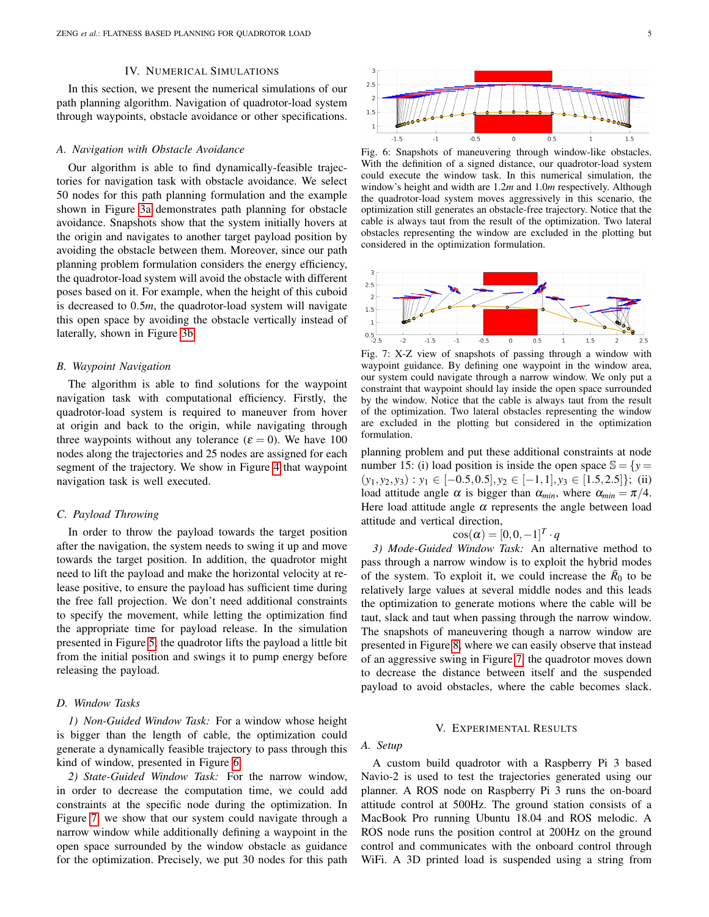## IV. Numerical Simulations

In this section, we present the numerical simulations of our path planning algorithm. Navigation of quadrotor-load system through waypoints, obstacle avoidance or other specifications.

### *A. Navigation with Obstacle Avoidance*

Our algorithm is able to find dynamically-feasible trajectories for navigation task with obstacle avoidance. We select 50 nodes for this path planning formulation and the example shown in Figure 3a demonstrates path planning for obstacle avoidance. Snapshots show that the system initially hovers at the origin and navigates to another target payload position by avoiding the obstacle between them. Moreover, since our path planning problem formulation considers the energy efficiency, the quadrotor-load system will avoid the obstacle with different poses based on it. For example, when the height of this cuboid is decreased to $0.5m$, the quadrotor-load system will navigate this open space by avoiding the obstacle vertically instead of laterally, shown in Figure 3b.

### *B. Waypoint Navigation*

The algorithm is able to find solutions for the waypoint navigation task with computational efficiency. Firstly, the quadrotor-load system is required to maneuver from hover at origin and back to the origin, while navigating through three waypoints without any tolerance ($\varepsilon = 0$). We have 100 nodes along the trajectories and 25 nodes are assigned for each segment of the trajectory. We show in Figure 4 that waypoint navigation task is well executed.

### *C. Payload Throwing*

In order to throw the payload towards the target position after the navigation, the system needs to swing it up and move towards the target position. In addition, the quadrotor might need to lift the payload and make the horizontal velocity at release positive, to ensure the payload has sufficient time during the free fall projection. We don't need additional constraints to specify the movement, while letting the optimization find the appropriate time for payload release. In the simulation presented in Figure 5, the quadrotor lifts the payload a little bit from the initial position and swings it to pump energy before releasing the payload.

### *D. Window Tasks*

*1) Non-Guided Window Task:* For a window whose height is bigger than the length of cable, the optimization could generate a dynamically feasible trajectory to pass through this kind of window, presented in Figure 6.

*2) State-Guided Window Task:* For the narrow window, in order to decrease the computation time, we could add constraints at the specific node during the optimization. In Figure 7, we show that our system could navigate through a narrow window while additionally defining a waypoint in the open space surrounded by the window obstacle as guidance for the optimization. Precisely, we put 30 nodes for this path

Fig. 6: Snapshots of maneuvering through window-like obstacles. With the definition of a signed distance, our quadrotor-load system could execute the window task. In this numerical simulation, the window's height and width are $1.2m$ and $1.0m$ respectively. Although the quadrotor-load system moves aggressively in this scenario, the optimization still generates an obstacle-free trajectory. Notice that the cable is always taut from the result of the optimization. Two lateral obstacles representing the window are excluded in the plotting but considered in the optimization formulation.

Fig. 7: X-Z view of snapshots of passing through a window with waypoint guidance. By defining one waypoint in the window area, our system could navigate through a narrow window. We only put a constraint that waypoint should lay inside the open space surrounded by the window. Notice that the cable is always taut from the result of the optimization. Two lateral obstacles representing the window are excluded in the plotting but considered in the optimization formulation.

planning problem and put these additional constraints at node number 15: (i) load position is inside the open space $\mathbb{S} = \{y = (y_1, y_2, y_3) : y_1 \in [-0.5, 0.5], y_2 \in [-1, 1], y_3 \in [1.5, 2.5]\}$; (ii) load attitude angle $\alpha$ is bigger than $\alpha_{min}$, where $\alpha_{min} = \pi/4$. Here load attitude angle $\alpha$ represents the angle between load attitude and vertical direction,

$$\cos(\alpha) = [0, 0, -1]^T \cdot q$$

*3) Mode-Guided Window Task:* An alternative method to pass through a narrow window is to exploit the hybrid modes of the system. To exploit it, we could increase the $\bar{R}_0$ to be relatively large values at several middle nodes and this leads the optimization to generate motions where the cable will be taut, slack and taut when passing through the narrow window. The snapshots of maneuvering though a narrow window are presented in Figure 8, where we can easily observe that instead of an aggressive swing in Figure 7, the quadrotor moves down to decrease the distance between itself and the suspended payload to avoid obstacles, where the cable becomes slack.

## V. Experimental Results

### *A. Setup*

A custom build quadrotor with a Raspberry Pi 3 based Navio-2 is used to test the trajectories generated using our planner. A ROS node on Raspberry Pi 3 runs the on-board attitude control at 500Hz. The ground station consists of a MacBook Pro running Ubuntu 18.04 and ROS melodic. A ROS node runs the position control at 200Hz on the ground control and communicates with the onboard control through WiFi. A 3D printed load is suspended using a string from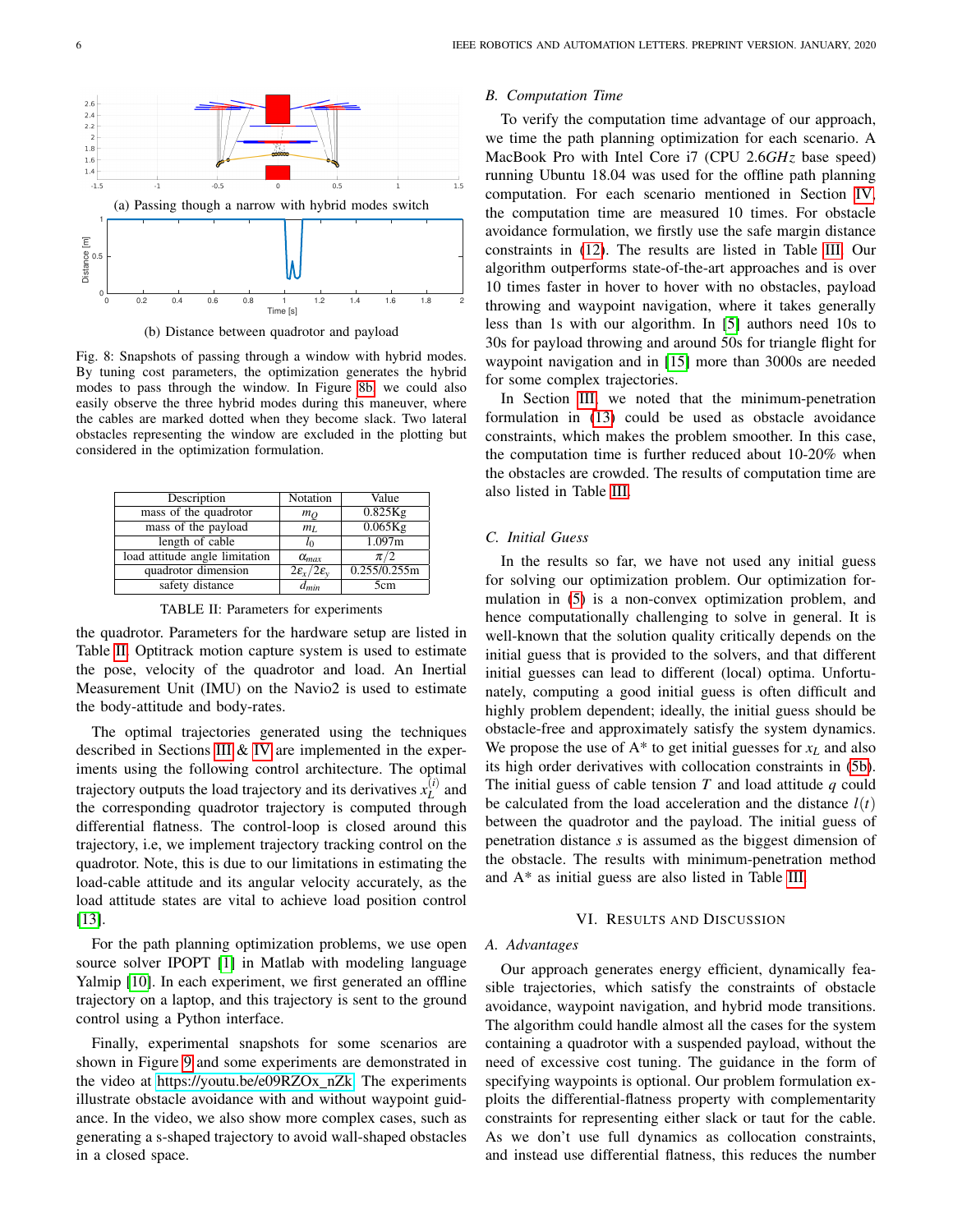(a) Passing though a narrow with hybrid modes switch

(b) Distance between quadrotor and payload

Fig. 8: Snapshots of passing through a window with hybrid modes. By tuning cost parameters, the optimization generates the hybrid modes to pass through the window. In Figure 8b, we could also easily observe the three hybrid modes during this maneuver, where the cables are marked dotted when they become slack. Two lateral obstacles representing the window are excluded in the plotting but considered in the optimization formulation.

| Description | Notation | Value |
|---|---|---|
| mass of the quadrotor | $m_Q$ | 0.825Kg |
| mass of the payload | $m_L$ | 0.065Kg |
| length of cable | $l_0$ | 1.097m |
| load attitude angle limitation | $\alpha_{max}$ | $\pi/2$ |
| quadrotor dimension | $2\varepsilon_x/2\varepsilon_y$ | 0.255/0.255m |
| safety distance | $d_{min}$ | 5cm |

TABLE II: Parameters for experiments

the quadrotor. Parameters for the hardware setup are listed in Table II. Optitrack motion capture system is used to estimate the pose, velocity of the quadrotor and load. An Inertial Measurement Unit (IMU) on the Navio2 is used to estimate the body-attitude and body-rates.

The optimal trajectories generated using the techniques described in Sections III & IV are implemented in the experiments using the following control architecture. The optimal trajectory outputs the load trajectory and its derivatives $x_L^{(i)}$ and the corresponding quadrotor trajectory is computed through differential flatness. The control-loop is closed around this trajectory, i.e, we implement trajectory tracking control on the quadrotor. Note, this is due to our limitations in estimating the load-cable attitude and its angular velocity accurately, as the load attitude states are vital to achieve load position control [13].

For the path planning optimization problems, we use open source solver IPOPT [1] in Matlab with modeling language Yalmip [10]. In each experiment, we first generated an offline trajectory on a laptop, and this trajectory is sent to the ground control using a Python interface.

Finally, experimental snapshots for some scenarios are shown in Figure 9 and some experiments are demonstrated in the video at https://youtu.be/e09RZOx_nZk. The experiments illustrate obstacle avoidance with and without waypoint guidance. In the video, we also show more complex cases, such as generating a s-shaped trajectory to avoid wall-shaped obstacles in a closed space.

### B. Computation Time

To verify the computation time advantage of our approach, we time the path planning optimization for each scenario. A MacBook Pro with Intel Core i7 (CPU 2.6$GHz$ base speed) running Ubuntu 18.04 was used for the offline path planning computation. For each scenario mentioned in Section IV, the computation time are measured 10 times. For obstacle avoidance formulation, we firstly use the safe margin distance constraints in (12). The results are listed in Table III. Our algorithm outperforms state-of-the-art approaches and is over 10 times faster in hover to hover with no obstacles, payload throwing and waypoint navigation, where it takes generally less than 1s with our algorithm. In [5] authors need 10s to 30s for payload throwing and around 50s for triangle flight for waypoint navigation and in [15] more than 3000s are needed for some complex trajectories.

In Section III, we noted that the minimum-penetration formulation in (13) could be used as obstacle avoidance constraints, which makes the problem smoother. In this case, the computation time is further reduced about 10-20% when the obstacles are crowded. The results of computation time are also listed in Table III.

### C. Initial Guess

In the results so far, we have not used any initial guess for solving our optimization problem. Our optimization formulation in (5) is a non-convex optimization problem, and hence computationally challenging to solve in general. It is well-known that the solution quality critically depends on the initial guess that is provided to the solvers, and that different initial guesses can lead to different (local) optima. Unfortunately, computing a good initial guess is often difficult and highly problem dependent; ideally, the initial guess should be obstacle-free and approximately satisfy the system dynamics. We propose the use of A* to get initial guesses for $x_L$ and also its high order derivatives with collocation constraints in (5b). The initial guess of cable tension $T$ and load attitude $q$ could be calculated from the load acceleration and the distance $l(t)$ between the quadrotor and the payload. The initial guess of penetration distance $s$ is assumed as the biggest dimension of the obstacle. The results with minimum-penetration method and A* as initial guess are also listed in Table III.

## VI. Results and Discussion

### A. Advantages

Our approach generates energy efficient, dynamically feasible trajectories, which satisfy the constraints of obstacle avoidance, waypoint navigation, and hybrid mode transitions. The algorithm could handle almost all the cases for the system containing a quadrotor with a suspended payload, without the need of excessive cost tuning. The guidance in the form of specifying waypoints is optional. Our problem formulation exploits the differential-flatness property with complementarity constraints for representing either slack or taut for the cable. As we don't use full dynamics as collocation constraints, and instead use differential flatness, this reduces the number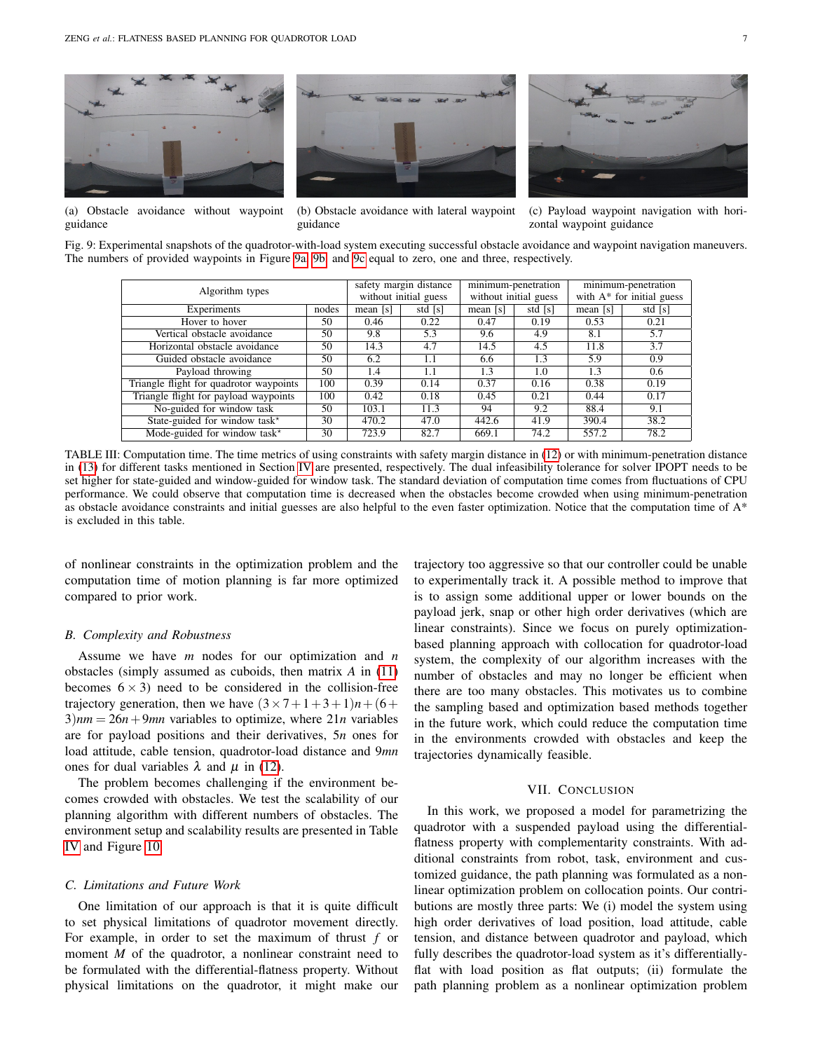(a) Obstacle avoidance without waypoint guidance

(b) Obstacle avoidance with lateral waypoint guidance

(c) Payload waypoint navigation with horizontal waypoint guidance

Fig. 9: Experimental snapshots of the quadrotor-with-load system executing successful obstacle avoidance and waypoint navigation maneuvers. The numbers of provided waypoints in Figure 9a, 9b, and 9c equal to zero, one and three, respectively.

| Algorithm types | | safety margin distance without initial guess | | minimum-penetration without initial guess | | minimum-penetration with A* for initial guess | |
|---|---|---|---|---|---|---|---|
| Experiments | nodes | mean [s] | std [s] | mean [s] | std [s] | mean [s] | std [s] |
| Hover to hover | 50 | 0.46 | 0.22 | 0.47 | 0.19 | 0.53 | 0.21 |
| Vertical obstacle avoidance | 50 | 9.8 | 5.3 | 9.6 | 4.9 | 8.1 | 5.7 |
| Horizontal obstacle avoidance | 50 | 14.3 | 4.7 | 14.5 | 4.5 | 11.8 | 3.7 |
| Guided obstacle avoidance | 50 | 6.2 | 1.1 | 6.6 | 1.3 | 5.9 | 0.9 |
| Payload throwing | 50 | 1.4 | 1.1 | 1.3 | 1.0 | 1.3 | 0.6 |
| Triangle flight for quadrotor waypoints | 100 | 0.39 | 0.14 | 0.37 | 0.16 | 0.38 | 0.19 |
| Triangle flight for payload waypoints | 100 | 0.42 | 0.18 | 0.45 | 0.21 | 0.44 | 0.17 |
| No-guided for window task | 50 | 103.1 | 11.3 | 94 | 9.2 | 88.4 | 9.1 |
| State-guided for window task* | 30 | 470.2 | 47.0 | 442.6 | 41.9 | 390.4 | 38.2 |
| Mode-guided for window task* | 30 | 723.9 | 82.7 | 669.1 | 74.2 | 557.2 | 78.2 |

TABLE III: Computation time. The time metrics of using constraints with safety margin distance in (12) or with minimum-penetration distance in (13) for different tasks mentioned in Section IV are presented, respectively. The dual infeasibility tolerance for solver IPOPT needs to be set higher for state-guided and window-guided for window task. The standard deviation of computation time comes from fluctuations of CPU performance. We could observe that computation time is decreased when the obstacles become crowded when using minimum-penetration as obstacle avoidance constraints and initial guesses are also helpful to the even faster optimization. Notice that the computation time of A* is excluded in this table.

of nonlinear constraints in the optimization problem and the computation time of motion planning is far more optimized compared to prior work.

### B. Complexity and Robustness

Assume we have $m$ nodes for our optimization and $n$ obstacles (simply assumed as cuboids, then matrix $A$ in (11) becomes $6 \times 3$) need to be considered in the collision-free trajectory generation, then we have $(3\times 7+1+3+1)n+(6+3)nm = 26n+9mn$ variables to optimize, where $21n$ variables are for payload positions and their derivatives, $5n$ ones for load attitude, cable tension, quadrotor-load distance and $9mn$ ones for dual variables $\lambda$ and $\mu$ in (12).

The problem becomes challenging if the environment becomes crowded with obstacles. We test the scalability of our planning algorithm with different numbers of obstacles. The environment setup and scalability results are presented in Table IV and Figure 10.

### C. Limitations and Future Work

One limitation of our approach is that it is quite difficult to set physical limitations of quadrotor movement directly. For example, in order to set the maximum of thrust $f$ or moment $M$ of the quadrotor, a nonlinear constraint need to be formulated with the differential-flatness property. Without physical limitations on the quadrotor, it might make our trajectory too aggressive so that our controller could be unable to experimentally track it. A possible method to improve that is to assign some additional upper or lower bounds on the payload jerk, snap or other high order derivatives (which are linear constraints). Since we focus on purely optimization-based planning approach with collocation for quadrotor-load system, the complexity of our algorithm increases with the number of obstacles and may no longer be efficient when there are too many obstacles. This motivates us to combine the sampling based and optimization based methods together in the future work, which could reduce the computation time in the environments crowded with obstacles and keep the trajectories dynamically feasible.

## VII. Conclusion

In this work, we proposed a model for parametrizing the quadrotor with a suspended payload using the differential-flatness property with complementarity constraints. With additional constraints from robot, task, environment and customized guidance, the path planning was formulated as a nonlinear optimization problem on collocation points. Our contributions are mostly three parts: We (i) model the system using high order derivatives of load position, load attitude, cable tension, and distance between quadrotor and payload, which fully describes the quadrotor-load system as it's differentially-flat with load position as flat outputs; (ii) formulate the path planning problem as a nonlinear optimization problem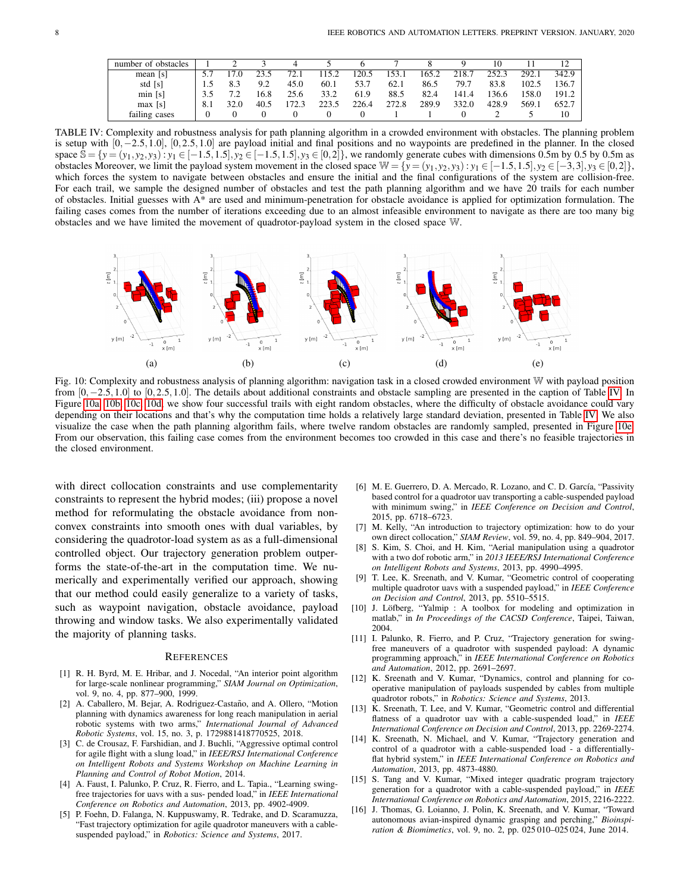| number of obstacles | 1 | 2 | 3 | 4 | 5 | 6 | 7 | 8 | 9 | 10 | 11 | 12 |
|---|---|---|---|---|---|---|---|---|---|---|---|---|
| mean [s] | 5.7 | 17.0 | 23.5 | 72.1 | 115.2 | 120.5 | 153.1 | 165.2 | 218.7 | 252.3 | 292.1 | 342.9 |
| std [s] | 1.5 | 8.3 | 9.2 | 45.0 | 60.1 | 53.7 | 62.1 | 86.5 | 79.7 | 83.8 | 102.5 | 136.7 |
| min [s] | 3.5 | 7.2 | 16.8 | 25.6 | 33.2 | 61.9 | 88.5 | 82.4 | 141.4 | 136.6 | 158.0 | 191.2 |
| max [s] | 8.1 | 32.0 | 40.5 | 172.3 | 223.5 | 226.4 | 272.8 | 289.9 | 332.0 | 428.9 | 569.1 | 652.7 |
| failing cases | 0 | 0 | 0 | 0 | 0 | 0 | 1 | 1 | 0 | 2 | 5 | 10 |

TABLE IV: Complexity and robustness analysis for path planning algorithm in a crowded environment with obstacles. The planning problem is setup with $[0, -2.5, 1.0]$, $[0, 2.5, 1.0]$ are payload initial and final positions and no waypoints are predefined in the planner. In the closed space $\mathbb{S} = \{y = (y_1, y_2, y_3) : y_1 \in [-1.5, 1.5], y_2 \in [-1.5, 1.5], y_3 \in [0, 2]\}$, we randomly generate cubes with dimensions 0.5m by 0.5 by 0.5m as obstacles Moreover, we limit the payload system movement in the closed space $\mathbb{W} = \{y = (y_1, y_2, y_3) : y_1 \in [-1.5, 1.5], y_2 \in [-3, 3], y_3 \in [0, 2]\}$, which forces the system to navigate between obstacles and ensure the initial and the final configurations of the system are collision-free. For each trail, we sample the designed number of obstacles and test the path planning algorithm and we have 20 trails for each number of obstacles. Initial guesses with A* are used and minimum-penetration for obstacle avoidance is applied for optimization formulation. The failing cases comes from the number of iterations exceeding due to an almost infeasible environment to navigate as there are too many big obstacles and we have limited the movement of quadrotor-payload system in the closed space $\mathbb{W}$.

(a) (b) (c) (d) (e)

Fig. 10: Complexity and robustness analysis of planning algorithm: navigation task in a closed crowded environment $\mathbb{W}$ with payload position from $[0, -2.5, 1.0]$ to $[0, 2.5, 1.0]$. The details about additional constraints and obstacle sampling are presented in the caption of Table IV. In Figure 10a, 10b, 10c, 10d, we show four successful trails with eight random obstacles, where the difficulty of obstacle avoidance could vary depending on their locations and that's why the computation time holds a relatively large standard deviation, presented in Table IV. We also visualize the case when the path planning algorithm fails, where twelve random obstacles are randomly sampled, presented in Figure 10e. From our observation, this failing case comes from the environment becomes too crowded in this case and there's no feasible trajectories in the closed environment.

with direct collocation constraints and use complementarity constraints to represent the hybrid modes; (iii) propose a novel method for reformulating the obstacle avoidance from non-convex constraints into smooth ones with dual variables, by considering the quadrotor-load system as as a full-dimensional controlled object. Our trajectory generation problem outperforms the state-of-the-art in the computation time. We numerically and experimentally verified our approach, showing that our method could easily generalize to a variety of tasks, such as waypoint navigation, obstacle avoidance, payload throwing and window tasks. We also experimentally validated the majority of planning tasks.

## References

[1] R. H. Byrd, M. E. Hribar, and J. Nocedal, "An interior point algorithm for large-scale nonlinear programming," *SIAM Journal on Optimization*, vol. 9, no. 4, pp. 877–900, 1999.

[2] A. Caballero, M. Bejar, A. Rodriguez-Castaño, and A. Ollero, "Motion planning with dynamics awareness for long reach manipulation in aerial robotic systems with two arms," *International Journal of Advanced Robotic Systems*, vol. 15, no. 3, p. 1729881418770525, 2018.

[3] C. de Crousaz, F. Farshidian, and J. Buchli, "Aggressive optimal control for agile flight with a slung load," in *IEEE/RSJ International Conference on Intelligent Robots and Systems Workshop on Machine Learning in Planning and Control of Robot Motion*, 2014.

[4] A. Faust, I. Palunko, P. Cruz, R. Fierro, and L. Tapia., "Learning swing-free trajectories for uavs with a sus- pended load," in *IEEE International Conference on Robotics and Automation*, 2013, pp. 4902-4909.

[5] P. Foehn, D. Falanga, N. Kuppuswamy, R. Tedrake, and D. Scaramuzza, "Fast trajectory optimization for agile quadrotor maneuvers with a cable-suspended payload," in *Robotics: Science and Systems*, 2017.

[6] M. E. Guerrero, D. A. Mercado, R. Lozano, and C. D. García, "Passivity based control for a quadrotor uav transporting a cable-suspended payload with minimum swing," in *IEEE Conference on Decision and Control*, 2015, pp. 6718–6723.

[7] M. Kelly, "An introduction to trajectory optimization: how to do your own direct collocation," *SIAM Review*, vol. 59, no. 4, pp. 849–904, 2017.

[8] S. Kim, S. Choi, and H. Kim, "Aerial manipulation using a quadrotor with a two dof robotic arm," in *2013 IEEE/RSJ International Conference on Intelligent Robots and Systems*, 2013, pp. 4990–4995.

[9] T. Lee, K. Sreenath, and V. Kumar, "Geometric control of cooperating multiple quadrotor uavs with a suspended payload," in *IEEE Conference on Decision and Control*, 2013, pp. 5510–5515.

[10] J. Löfberg, "Yalmip : A toolbox for modeling and optimization in matlab," in *In Proceedings of the CACSD Conference*, Taipei, Taiwan, 2004.

[11] I. Palunko, R. Fierro, and P. Cruz, "Trajectory generation for swing-free maneuvers of a quadrotor with suspended payload: A dynamic programming approach," in *IEEE International Conference on Robotics and Automation*, 2012, pp. 2691–2697.

[12] K. Sreenath and V. Kumar, "Dynamics, control and planning for cooperative manipulation of payloads suspended by cables from multiple quadrotor robots," in *Robotics: Science and Systems*, 2013.

[13] K. Sreenath, T. Lee, and V. Kumar, "Geometric control and differential flatness of a quadrotor uav with a cable-suspended load," in *IEEE International Conference on Decision and Control*, 2013, pp. 2269-2274.

[14] K. Sreenath, N. Michael, and V. Kumar, "Trajectory generation and control of a quadrotor with a cable-suspended load - a differentially-flat hybrid system," in *IEEE International Conference on Robotics and Automation*, 2013, pp. 4873-4880.

[15] S. Tang and V. Kumar, "Mixed integer quadratic program trajectory generation for a quadrotor with a cable-suspended payload," in *IEEE International Conference on Robotics and Automation*, 2015, 2216-2222.

[16] J. Thomas, G. Loianno, J. Polin, K. Sreenath, and V. Kumar, "Toward autonomous avian-inspired dynamic grasping and perching," *Bioinspiration & Biomimetics*, vol. 9, no. 2, pp. 025 010–025 024, June 2014.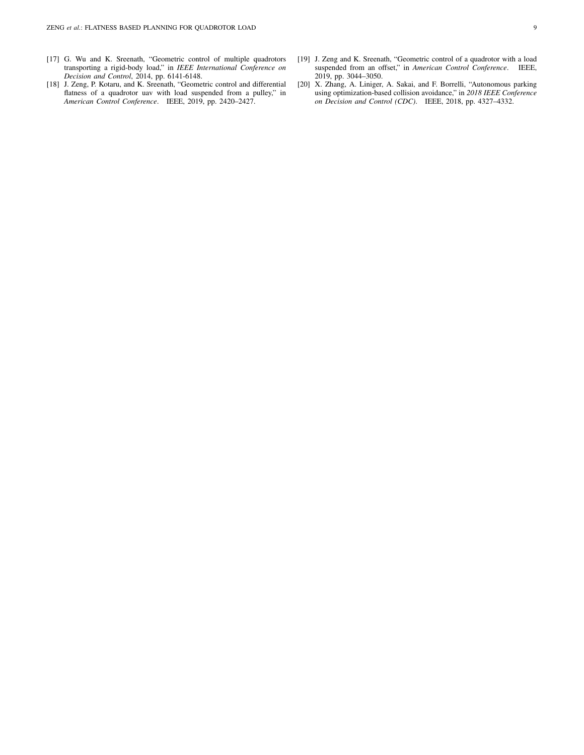[17] G. Wu and K. Sreenath, "Geometric control of multiple quadrotors transporting a rigid-body load," in *IEEE International Conference on Decision and Control*, 2014, pp. 6141-6148.

[18] J. Zeng, P. Kotaru, and K. Sreenath, "Geometric control and differential flatness of a quadrotor uav with load suspended from a pulley," in *American Control Conference*. IEEE, 2019, pp. 2420–2427.

[19] J. Zeng and K. Sreenath, "Geometric control of a quadrotor with a load suspended from an offset," in *American Control Conference*. IEEE, 2019, pp. 3044–3050.

[20] X. Zhang, A. Liniger, A. Sakai, and F. Borrelli, "Autonomous parking using optimization-based collision avoidance," in *2018 IEEE Conference on Decision and Control (CDC)*. IEEE, 2018, pp. 4327–4332.